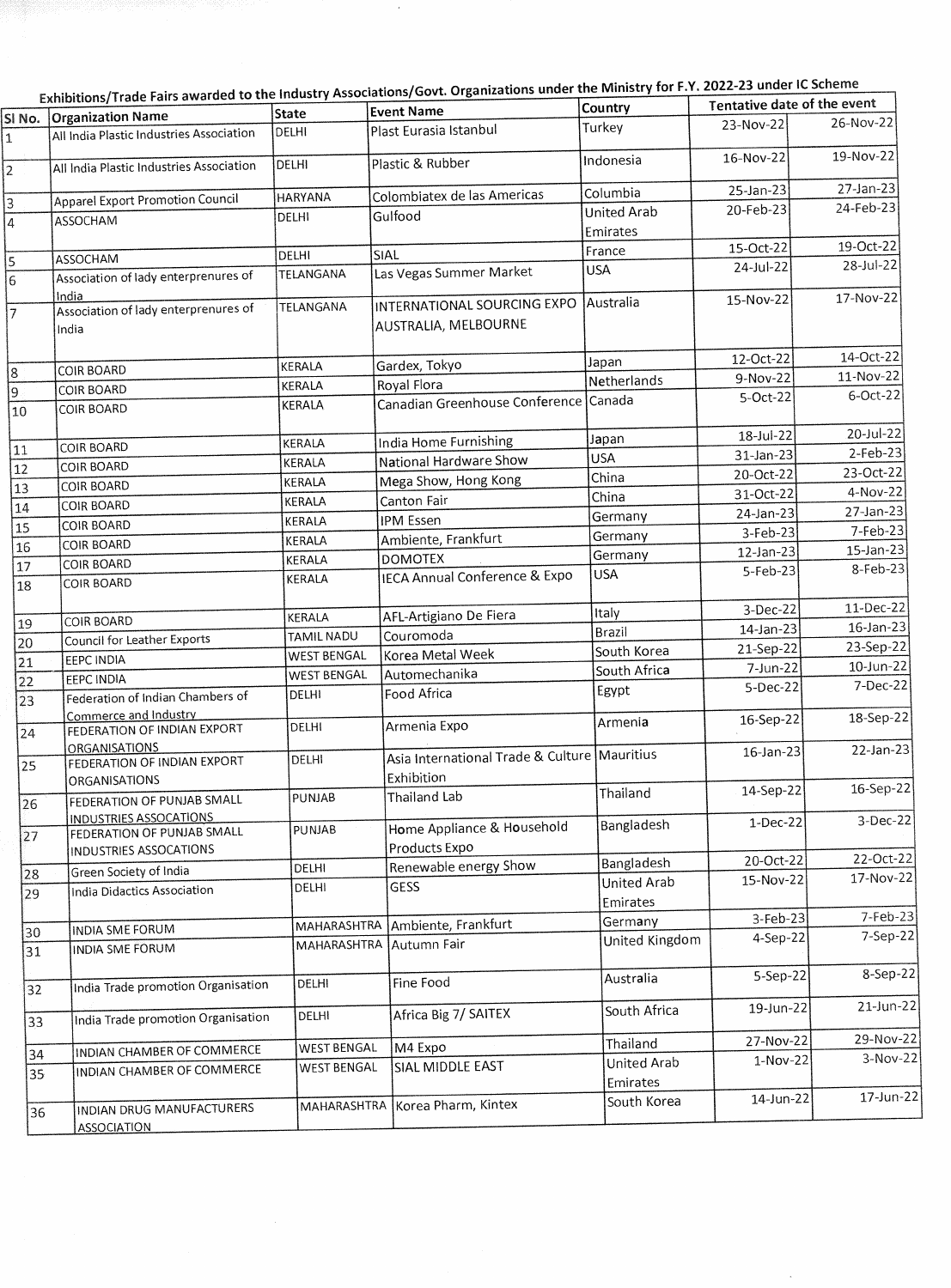Exhibitions/Trade Fairs awarded to the Industry Associations/Govt. Organizations under the Ministry for F.Y. 2022-23 under IC Scheme

| Sl No. | Organization Name | State | Event Name | Country | Tentative date of the event | |
|---|---|---|---|---|---|---|
| 1 | All India Plastic Industries Association | DELHI | Plast Eurasia Istanbul | Turkey | 23-Nov-22 | 26-Nov-22 |
| 2 | All India Plastic Industries Association | DELHI | Plastic & Rubber | Indonesia | 16-Nov-22 | 19-Nov-22 |
| 3 | Apparel Export Promotion Council | HARYANA | Colombiatex de las Americas | Columbia | 25-Jan-23 | 27-Jan-23 |
| 4 | ASSOCHAM | DELHI | Gulfood | United Arab Emirates | 20-Feb-23 | 24-Feb-23 |
| 5 | ASSOCHAM | DELHI | SIAL | France | 15-Oct-22 | 19-Oct-22 |
| 6 | Association of lady enterprenures of India | TELANGANA | Las Vegas Summer Market | USA | 24-Jul-22 | 28-Jul-22 |
| 7 | Association of lady enterprenures of India | TELANGANA | INTERNATIONAL SOURCING EXPO AUSTRALIA, MELBOURNE | Australia | 15-Nov-22 | 17-Nov-22 |
| 8 | COIR BOARD | KERALA | Gardex, Tokyo | Japan | 12-Oct-22 | 14-Oct-22 |
| 9 | COIR BOARD | KERALA | Royal Flora | Netherlands | 9-Nov-22 | 11-Nov-22 |
| 10 | COIR BOARD | KERALA | Canadian Greenhouse Conference | Canada | 5-Oct-22 | 6-Oct-22 |
| 11 | COIR BOARD | KERALA | India Home Furnishing | Japan | 18-Jul-22 | 20-Jul-22 |
| 12 | COIR BOARD | KERALA | National Hardware Show | USA | 31-Jan-23 | 2-Feb-23 |
| 13 | COIR BOARD | KERALA | Mega Show, Hong Kong | China | 20-Oct-22 | 23-Oct-22 |
| 14 | COIR BOARD | KERALA | Canton Fair | China | 31-Oct-22 | 4-Nov-22 |
| 15 | COIR BOARD | KERALA | IPM Essen | Germany | 24-Jan-23 | 27-Jan-23 |
| 16 | COIR BOARD | KERALA | Ambiente, Frankfurt | Germany | 3-Feb-23 | 7-Feb-23 |
| 17 | COIR BOARD | KERALA | DOMOTEX | Germany | 12-Jan-23 | 15-Jan-23 |
| 18 | COIR BOARD | KERALA | IECA Annual Conference & Expo | USA | 5-Feb-23 | 8-Feb-23 |
| 19 | COIR BOARD | KERALA | AFL-Artigiano De Fiera | Italy | 3-Dec-22 | 11-Dec-22 |
| 20 | Council for Leather Exports | TAMIL NADU | Couromoda | Brazil | 14-Jan-23 | 16-Jan-23 |
| 21 | EEPC INDIA | WEST BENGAL | Korea Metal Week | South Korea | 21-Sep-22 | 23-Sep-22 |
| 22 | EEPC INDIA | WEST BENGAL | Automechanika | South Africa | 7-Jun-22 | 10-Jun-22 |
| 23 | Federation of Indian Chambers of Commerce and Industry | DELHI | Food Africa | Egypt | 5-Dec-22 | 7-Dec-22 |
| 24 | FEDERATION OF INDIAN EXPORT ORGANISATIONS | DELHI | Armenia Expo | Armenia | 16-Sep-22 | 18-Sep-22 |
| 25 | FEDERATION OF INDIAN EXPORT ORGANISATIONS | DELHI | Asia International Trade & Culture Exhibition | Mauritius | 16-Jan-23 | 22-Jan-23 |
| 26 | FEDERATION OF PUNJAB SMALL INDUSTRIES ASSOCATIONS | PUNJAB | Thailand Lab | Thailand | 14-Sep-22 | 16-Sep-22 |
| 27 | FEDERATION OF PUNJAB SMALL INDUSTRIES ASSOCATIONS | PUNJAB | Home Appliance & Household Products Expo | Bangladesh | 1-Dec-22 | 3-Dec-22 |
| 28 | Green Society of India | DELHI | Renewable energy Show | Bangladesh | 20-Oct-22 | 22-Oct-22 |
| 29 | India Didactics Association | DELHI | GESS | United Arab Emirates | 15-Nov-22 | 17-Nov-22 |
| 30 | INDIA SME FORUM | MAHARASHTRA | Ambiente, Frankfurt | Germany | 3-Feb-23 | 7-Feb-23 |
| 31 | INDIA SME FORUM | MAHARASHTRA | Autumn Fair | United Kingdom | 4-Sep-22 | 7-Sep-22 |
| 32 | India Trade promotion Organisation | DELHI | Fine Food | Australia | 5-Sep-22 | 8-Sep-22 |
| 33 | India Trade promotion Organisation | DELHI | Africa Big 7/ SAITEX | South Africa | 19-Jun-22 | 21-Jun-22 |
| 34 | INDIAN CHAMBER OF COMMERCE | WEST BENGAL | M4 Expo | Thailand | 27-Nov-22 | 29-Nov-22 |
| 35 | INDIAN CHAMBER OF COMMERCE | WEST BENGAL | SIAL MIDDLE EAST | United Arab Emirates | 1-Nov-22 | 3-Nov-22 |
| 36 | INDIAN DRUG MANUFACTURERS ASSOCIATION | MAHARASHTRA | Korea Pharm, Kintex | South Korea | 14-Jun-22 | 17-Jun-22 |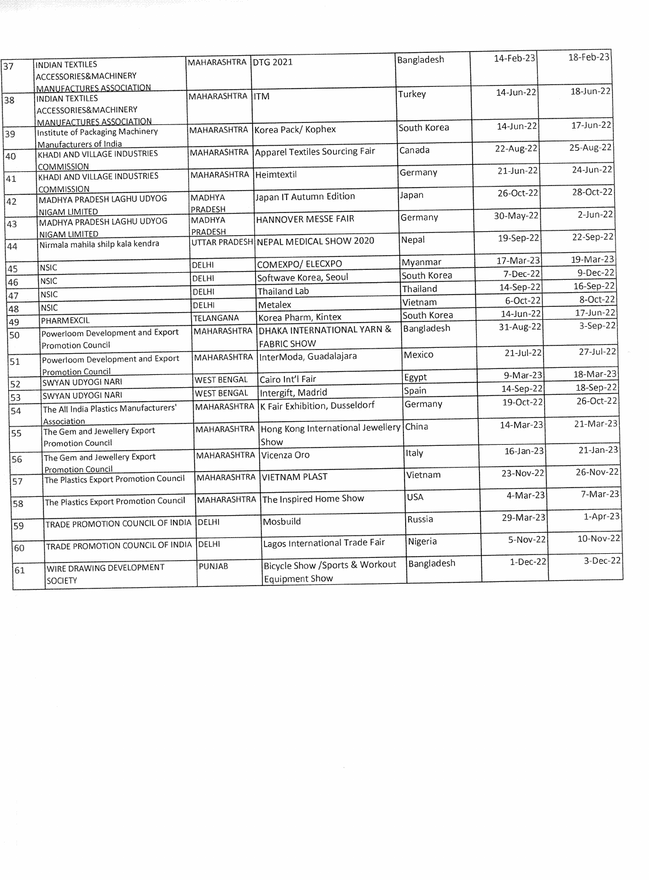| 37 | INDIAN TEXTILES ACCESSORIES&MACHINERY MANUFACTURES ASSOCIATION | MAHARASHTRA | DTG 2021 | Bangladesh | 14-Feb-23 | 18-Feb-23 |
|---|---|---|---|---|---|---|
| 38 | INDIAN TEXTILES ACCESSORIES&MACHINERY MANUFACTURES ASSOCIATION | MAHARASHTRA | ITM | Turkey | 14-Jun-22 | 18-Jun-22 |
| 39 | Institute of Packaging Machinery Manufacturers of India | MAHARASHTRA | Korea Pack/ Kophex | South Korea | 14-Jun-22 | 17-Jun-22 |
| 40 | KHADI AND VILLAGE INDUSTRIES COMMISSION | MAHARASHTRA | Apparel Textiles Sourcing Fair | Canada | 22-Aug-22 | 25-Aug-22 |
| 41 | KHADI AND VILLAGE INDUSTRIES COMMISSION | MAHARASHTRA | Heimtextil | Germany | 21-Jun-22 | 24-Jun-22 |
| 42 | MADHYA PRADESH LAGHU UDYOG NIGAM LIMITED | MADHYA PRADESH | Japan IT Autumn Edition | Japan | 26-Oct-22 | 28-Oct-22 |
| 43 | MADHYA PRADESH LAGHU UDYOG NIGAM LIMITED | MADHYA PRADESH | HANNOVER MESSE FAIR | Germany | 30-May-22 | 2-Jun-22 |
| 44 | Nirmala mahila shilp kala kendra | UTTAR PRADESH | NEPAL MEDICAL SHOW 2020 | Nepal | 19-Sep-22 | 22-Sep-22 |
| 45 | NSIC | DELHI | COMEXPO/ ELECXPO | Myanmar | 17-Mar-23 | 19-Mar-23 |
| 46 | NSIC | DELHI | Softwave Korea, Seoul | South Korea | 7-Dec-22 | 9-Dec-22 |
| 47 | NSIC | DELHI | Thailand Lab | Thailand | 14-Sep-22 | 16-Sep-22 |
| 48 | NSIC | DELHI | Metalex | Vietnam | 6-Oct-22 | 8-Oct-22 |
| 49 | PHARMEXCIL | TELANGANA | Korea Pharm, Kintex | South Korea | 14-Jun-22 | 17-Jun-22 |
| 50 | Powerloom Development and Export Promotion Council | MAHARASHTRA | DHAKA INTERNATIONAL YARN & FABRIC SHOW | Bangladesh | 31-Aug-22 | 3-Sep-22 |
| 51 | Powerloom Development and Export Promotion Council | MAHARASHTRA | InterModa, Guadalajara | Mexico | 21-Jul-22 | 27-Jul-22 |
| 52 | SWYAN UDYOGI NARI | WEST BENGAL | Cairo Int'l Fair | Egypt | 9-Mar-23 | 18-Mar-23 |
| 53 | SWYAN UDYOGI NARI | WEST BENGAL | Intergift, Madrid | Spain | 14-Sep-22 | 18-Sep-22 |
| 54 | The All India Plastics Manufacturers' Association | MAHARASHTRA | K Fair Exhibition, Dusseldorf | Germany | 19-Oct-22 | 26-Oct-22 |
| 55 | The Gem and Jewellery Export Promotion Council | MAHARASHTRA | Hong Kong International Jewellery Show | China | 14-Mar-23 | 21-Mar-23 |
| 56 | The Gem and Jewellery Export Promotion Council | MAHARASHTRA | Vicenza Oro | Italy | 16-Jan-23 | 21-Jan-23 |
| 57 | The Plastics Export Promotion Council | MAHARASHTRA | VIETNAM PLAST | Vietnam | 23-Nov-22 | 26-Nov-22 |
| 58 | The Plastics Export Promotion Council | MAHARASHTRA | The Inspired Home Show | USA | 4-Mar-23 | 7-Mar-23 |
| 59 | TRADE PROMOTION COUNCIL OF INDIA | DELHI | Mosbuild | Russia | 29-Mar-23 | 1-Apr-23 |
| 60 | TRADE PROMOTION COUNCIL OF INDIA | DELHI | Lagos International Trade Fair | Nigeria | 5-Nov-22 | 10-Nov-22 |
| 61 | WIRE DRAWING DEVELOPMENT SOCIETY | PUNJAB | Bicycle Show /Sports & Workout Equipment Show | Bangladesh | 1-Dec-22 | 3-Dec-22 |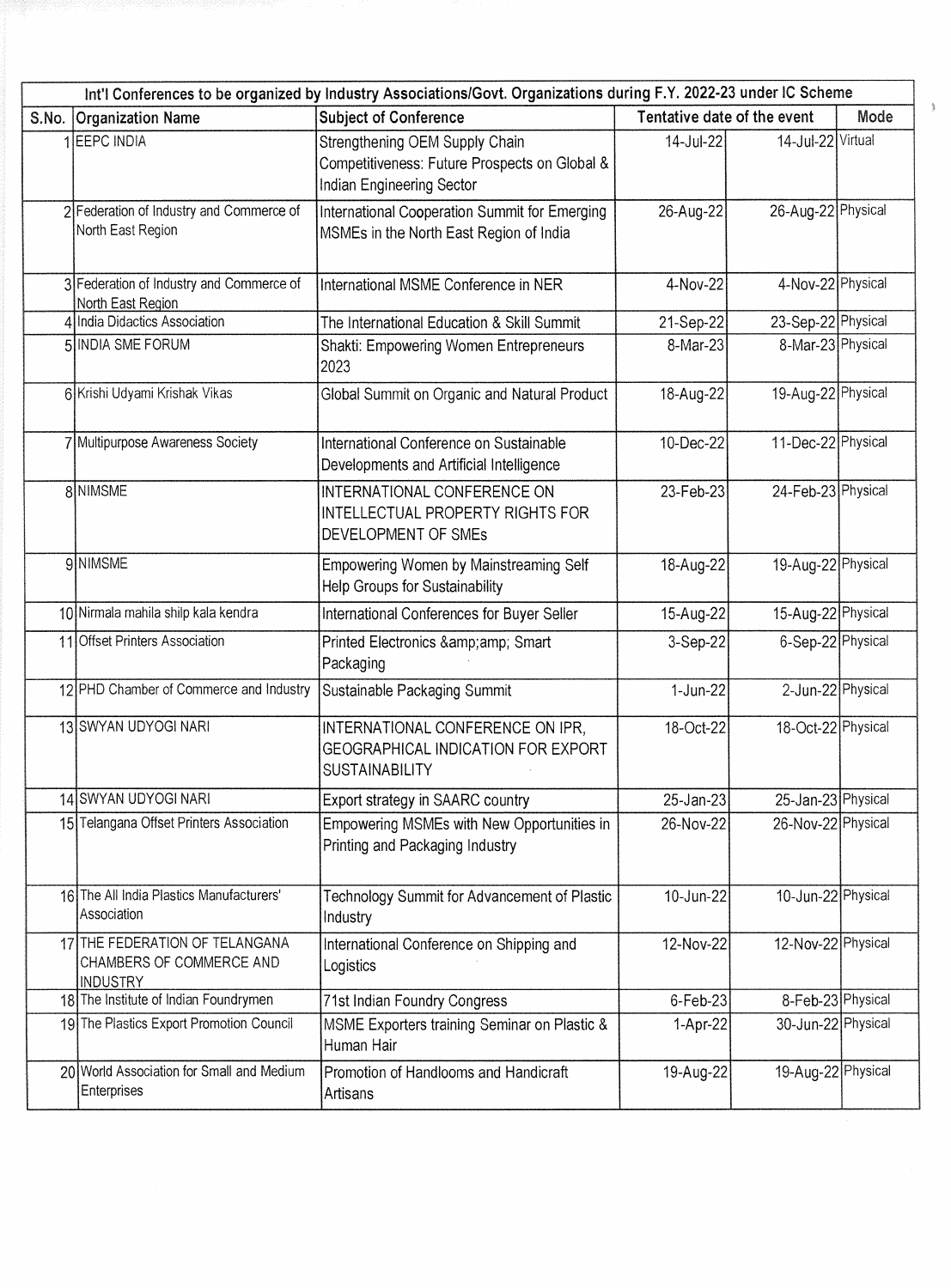| Int'l Conferences to be organized by Industry Associations/Govt. Organizations during F.Y. 2022-23 under IC Scheme | | | | | |
|---|---|---|---|---|---|
| S.No. | Organization Name | Subject of Conference | Tentative date of the event | | Mode |
| 1 | EEPC INDIA | Strengthening OEM Supply Chain Competitiveness: Future Prospects on Global & Indian Engineering Sector | 14-Jul-22 | 14-Jul-22 | Virtual |
| 2 | Federation of Industry and Commerce of North East Region | International Cooperation Summit for Emerging MSMEs in the North East Region of India | 26-Aug-22 | 26-Aug-22 | Physical |
| 3 | Federation of Industry and Commerce of North East Region | International MSME Conference in NER | 4-Nov-22 | 4-Nov-22 | Physical |
| 4 | India Didactics Association | The International Education & Skill Summit | 21-Sep-22 | 23-Sep-22 | Physical |
| 5 | INDIA SME FORUM | Shakti: Empowering Women Entrepreneurs 2023 | 8-Mar-23 | 8-Mar-23 | Physical |
| 6 | Krishi Udyami Krishak Vikas | Global Summit on Organic and Natural Product | 18-Aug-22 | 19-Aug-22 | Physical |
| 7 | Multipurpose Awareness Society | International Conference on Sustainable Developments and Artificial Intelligence | 10-Dec-22 | 11-Dec-22 | Physical |
| 8 | NIMSME | INTERNATIONAL CONFERENCE ON INTELLECTUAL PROPERTY RIGHTS FOR DEVELOPMENT OF SMEs | 23-Feb-23 | 24-Feb-23 | Physical |
| 9 | NIMSME | Empowering Women by Mainstreaming Self Help Groups for Sustainability | 18-Aug-22 | 19-Aug-22 | Physical |
| 10 | Nirmala mahila shilp kala kendra | International Conferences for Buyer Seller | 15-Aug-22 | 15-Aug-22 | Physical |
| 11 | Offset Printers Association | Printed Electronics &amp;amp; Smart Packaging | 3-Sep-22 | 6-Sep-22 | Physical |
| 12 | PHD Chamber of Commerce and Industry | Sustainable Packaging Summit | 1-Jun-22 | 2-Jun-22 | Physical |
| 13 | SWYAN UDYOGI NARI | INTERNATIONAL CONFERENCE ON IPR, GEOGRAPHICAL INDICATION FOR EXPORT SUSTAINABILITY | 18-Oct-22 | 18-Oct-22 | Physical |
| 14 | SWYAN UDYOGI NARI | Export strategy in SAARC country | 25-Jan-23 | 25-Jan-23 | Physical |
| 15 | Telangana Offset Printers Association | Empowering MSMEs with New Opportunities in Printing and Packaging Industry | 26-Nov-22 | 26-Nov-22 | Physical |
| 16 | The All India Plastics Manufacturers' Association | Technology Summit for Advancement of Plastic Industry | 10-Jun-22 | 10-Jun-22 | Physical |
| 17 | THE FEDERATION OF TELANGANA CHAMBERS OF COMMERCE AND INDUSTRY | International Conference on Shipping and Logistics | 12-Nov-22 | 12-Nov-22 | Physical |
| 18 | The Institute of Indian Foundrymen | 71st Indian Foundry Congress | 6-Feb-23 | 8-Feb-23 | Physical |
| 19 | The Plastics Export Promotion Council | MSME Exporters training Seminar on Plastic & Human Hair | 1-Apr-22 | 30-Jun-22 | Physical |
| 20 | World Association for Small and Medium Enterprises | Promotion of Handlooms and Handicraft Artisans | 19-Aug-22 | 19-Aug-22 | Physical |